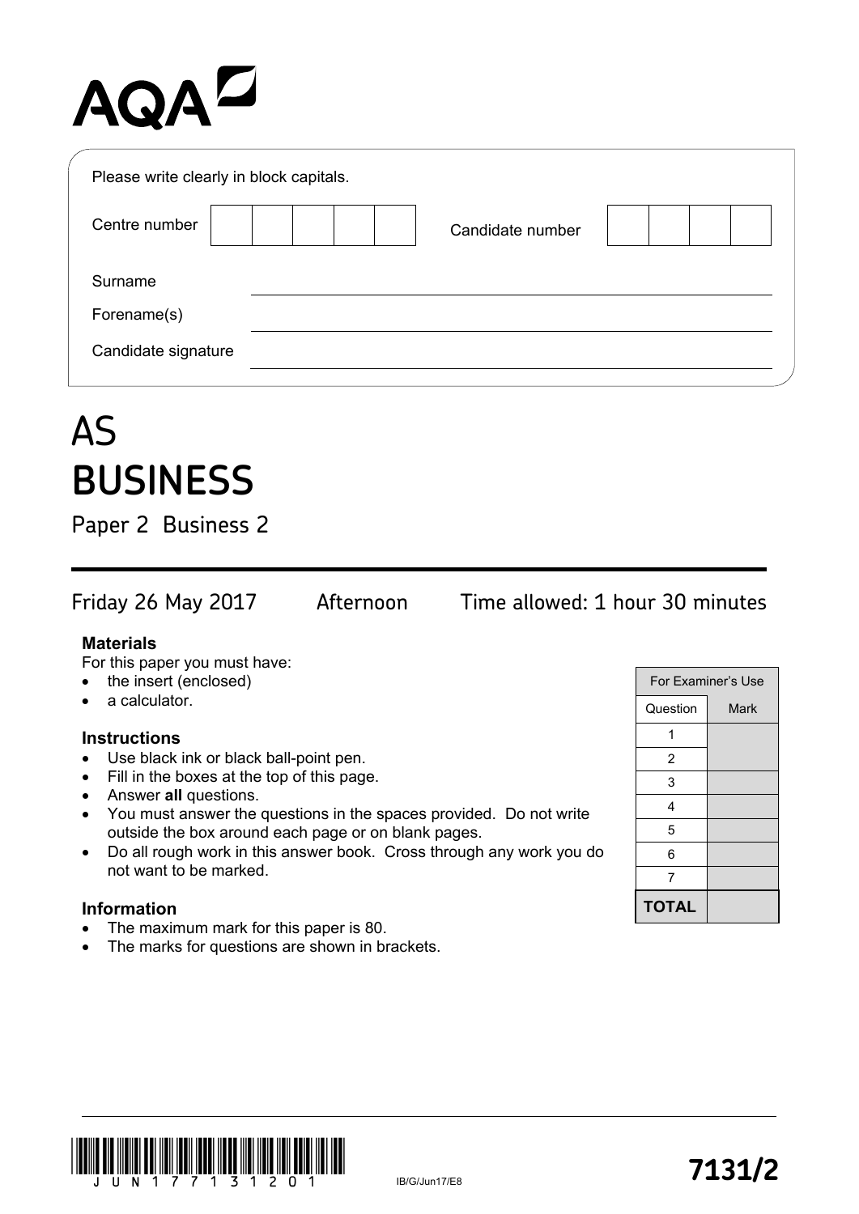AQA

Please write clearly in block capitals.

Centre number | | | | | |   Candidate number | | | | |

Surname

Forename(s)

Candidate signature

# AS
# BUSINESS

Paper 2 Business 2

Friday 26 May 2017 Afternoon Time allowed: 1 hour 30 minutes

**Materials**

For this paper you must have:

- the insert (enclosed)
- a calculator.

**Instructions**

- Use black ink or black ball-point pen.
- Fill in the boxes at the top of this page.
- Answer **all** questions.
- You must answer the questions in the spaces provided. Do not write outside the box around each page or on blank pages.
- Do all rough work in this answer book. Cross through any work you do not want to be marked.

**Information**

- The maximum mark for this paper is 80.
- The marks for questions are shown in brackets.

| For Examiner's Use | |
|---|---|
| Question | Mark |
| 1 | |
| 2 | |
| 3 | |
| 4 | |
| 5 | |
| 6 | |
| 7 | |
| **TOTAL** | |

IB/G/Jun17/E8

**7131/2**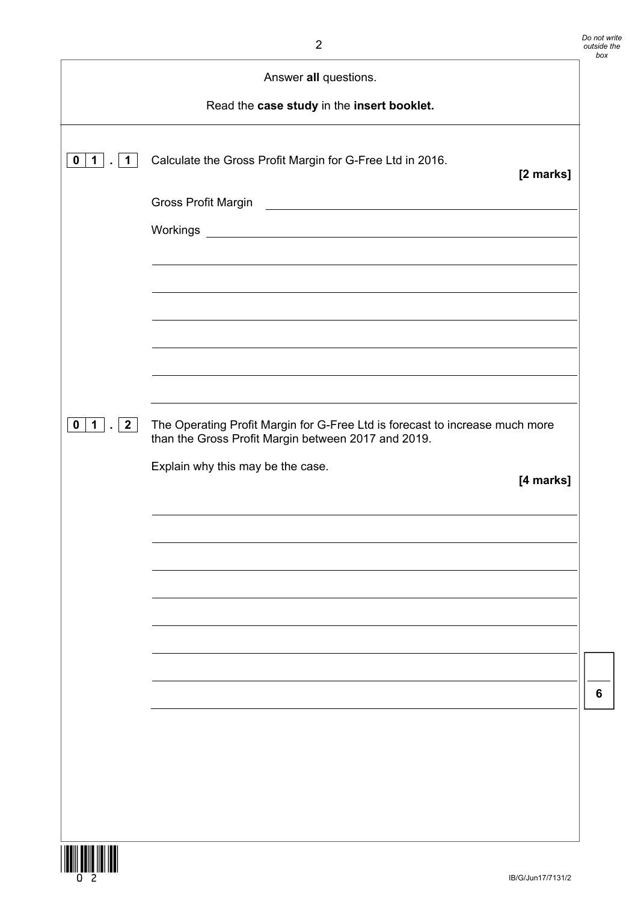Answer **all** questions.

Read the **case study** in the **insert booklet.**

**0 1 . 1** Calculate the Gross Profit Margin for G-Free Ltd in 2016.

**[2 marks]**

Gross Profit Margin

Workings

**0 1 . 2** The Operating Profit Margin for G-Free Ltd is forecast to increase much more than the Gross Profit Margin between 2017 and 2019.

Explain why this may be the case.

**[4 marks]**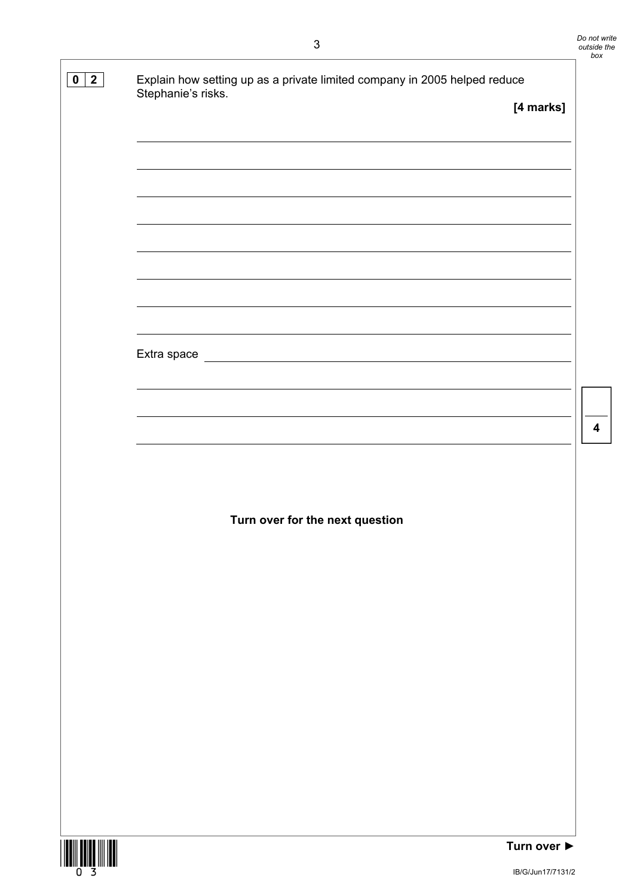**0 2** Explain how setting up as a private limited company in 2005 helped reduce Stephanie's risks.

**[4 marks]**

Extra space

**Turn over for the next question**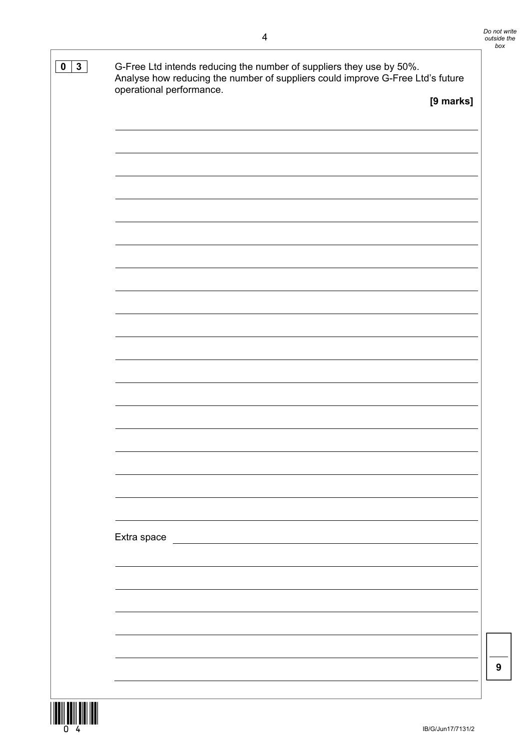**0 3** G-Free Ltd intends reducing the number of suppliers they use by 50%.
Analyse how reducing the number of suppliers could improve G-Free Ltd's future operational performance.

**[9 marks]**

Extra space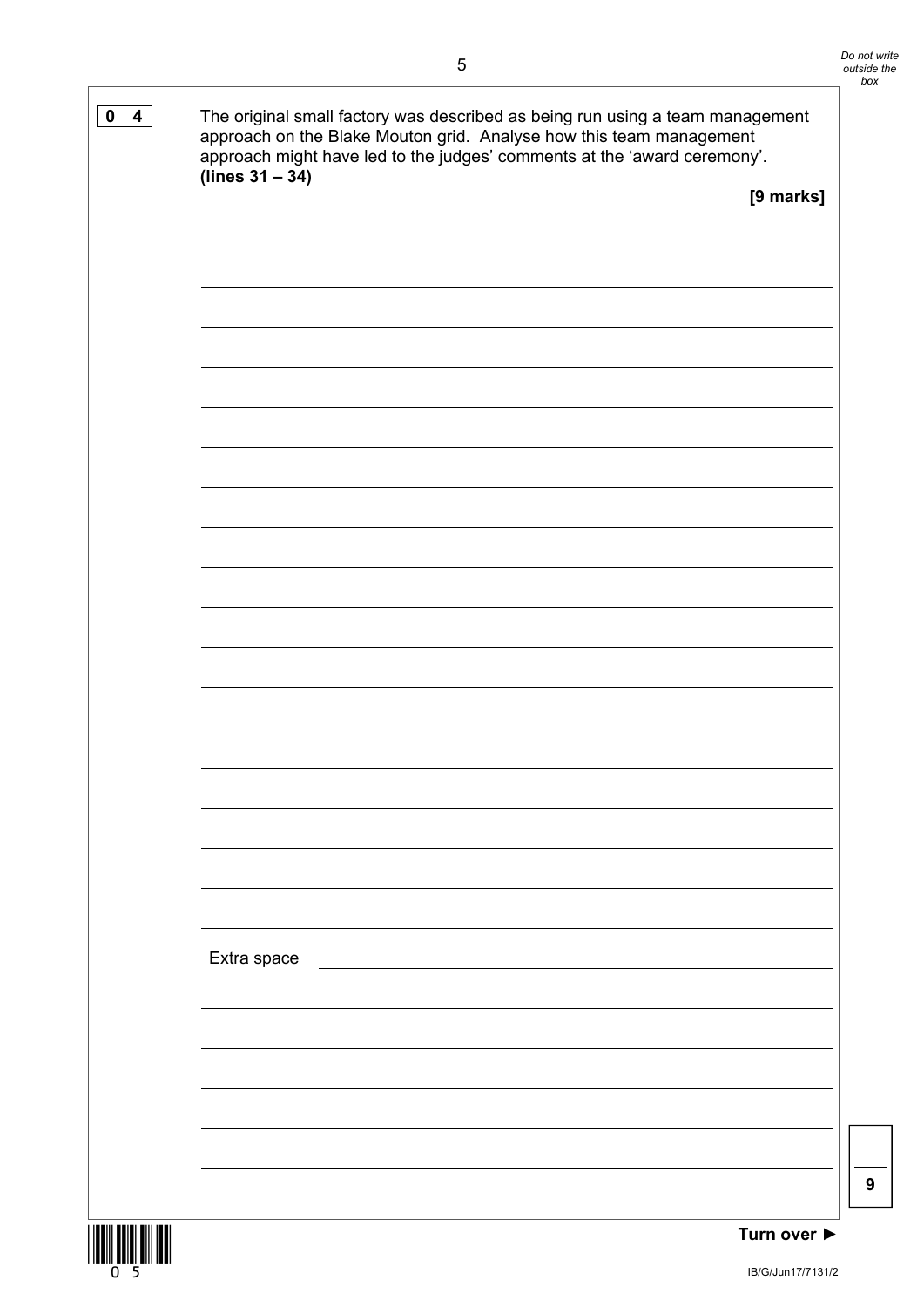**0 4** The original small factory was described as being run using a team management approach on the Blake Mouton grid. Analyse how this team management approach might have led to the judges' comments at the 'award ceremony'. **(lines 31 – 34)**

**[9 marks]**

Extra space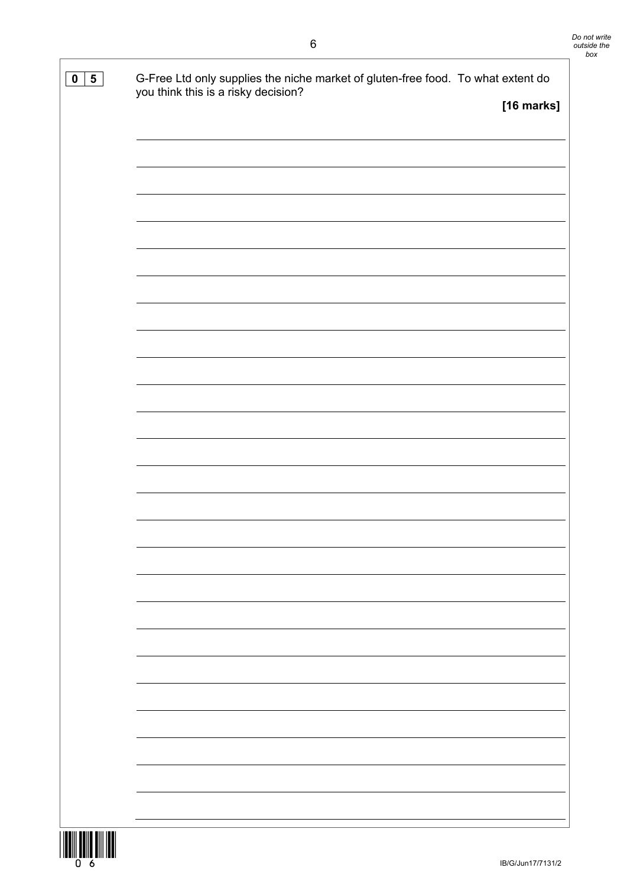**0 5** G-Free Ltd only supplies the niche market of gluten-free food. To what extent do you think this is a risky decision?

**[16 marks]**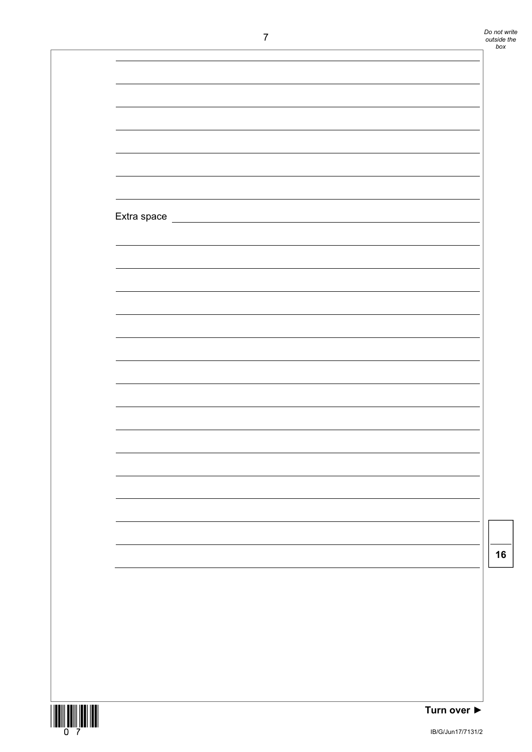Extra space

16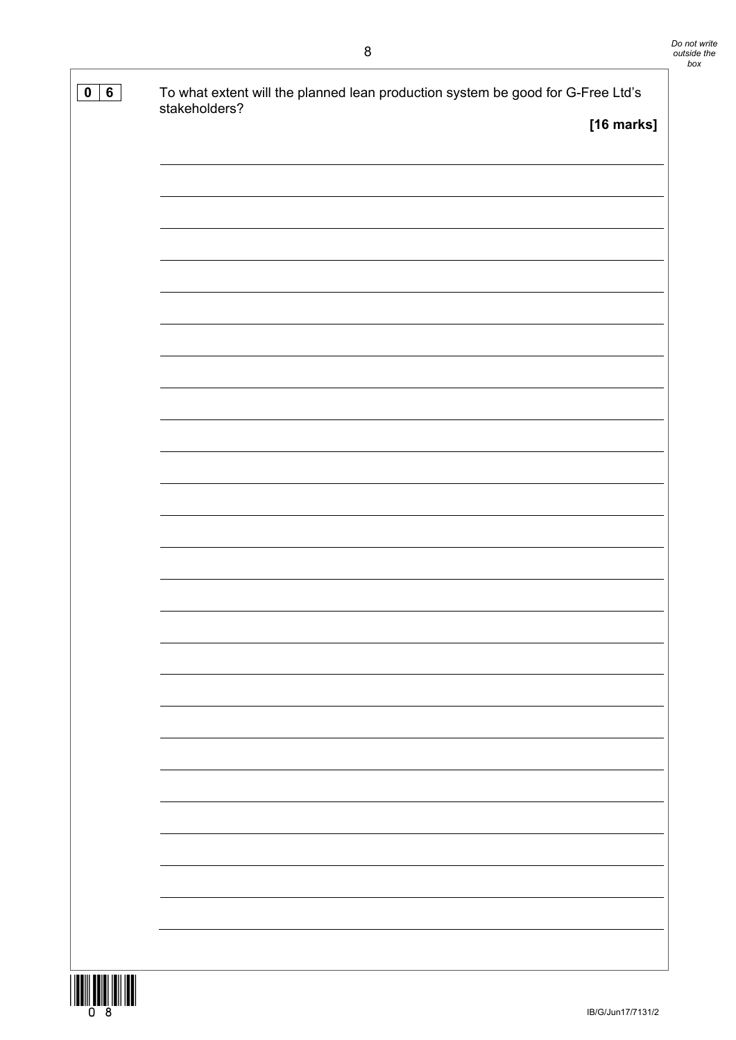**0 6** To what extent will the planned lean production system be good for G-Free Ltd's stakeholders?

**[16 marks]**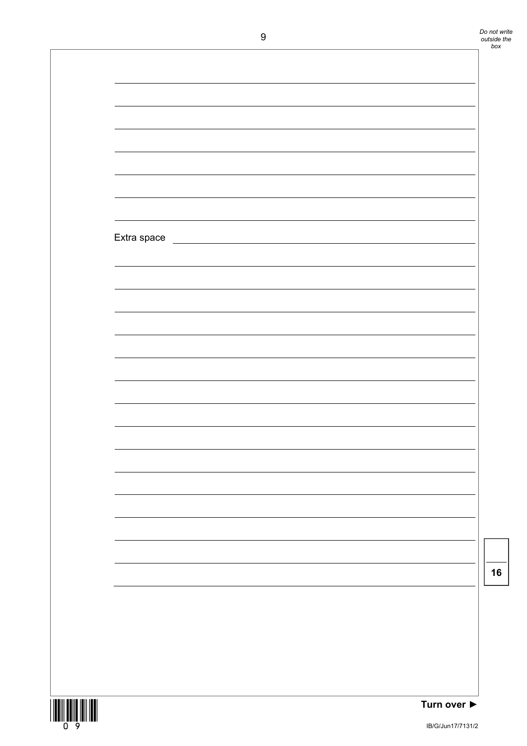Extra space

16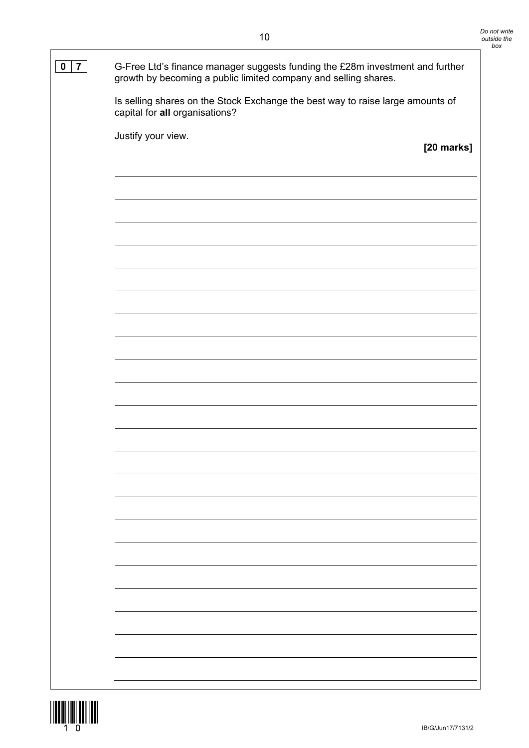**0 7** G-Free Ltd's finance manager suggests funding the £28m investment and further growth by becoming a public limited company and selling shares.

Is selling shares on the Stock Exchange the best way to raise large amounts of capital for **all** organisations?

Justify your view.

**[20 marks]**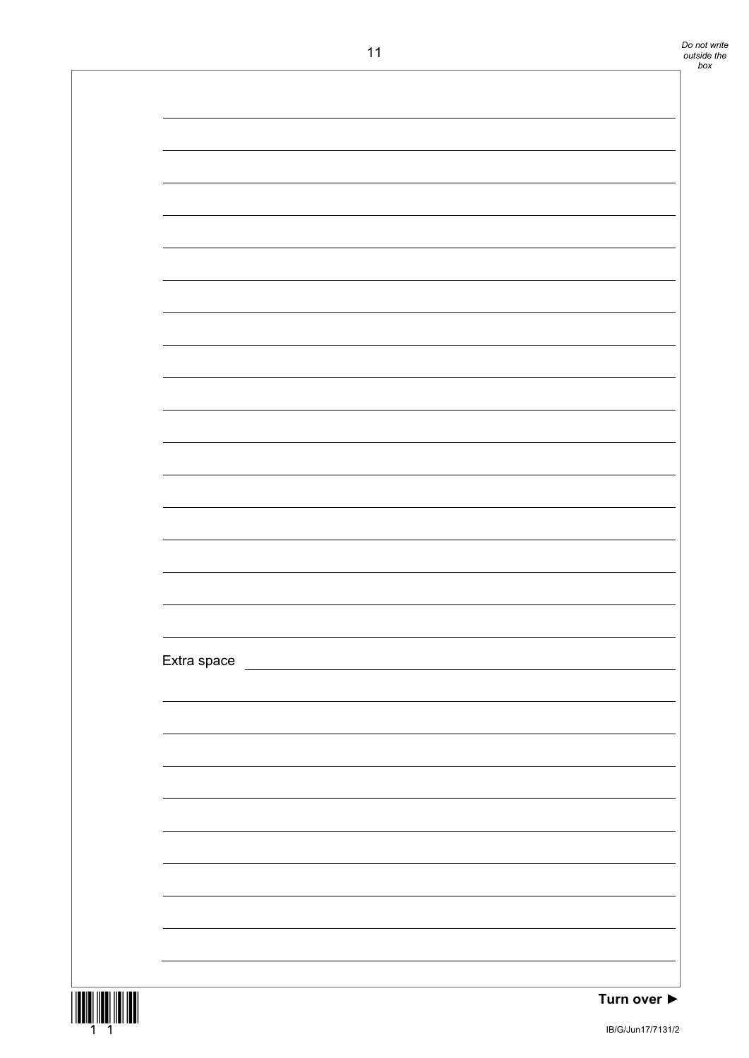Extra space

Turn over ►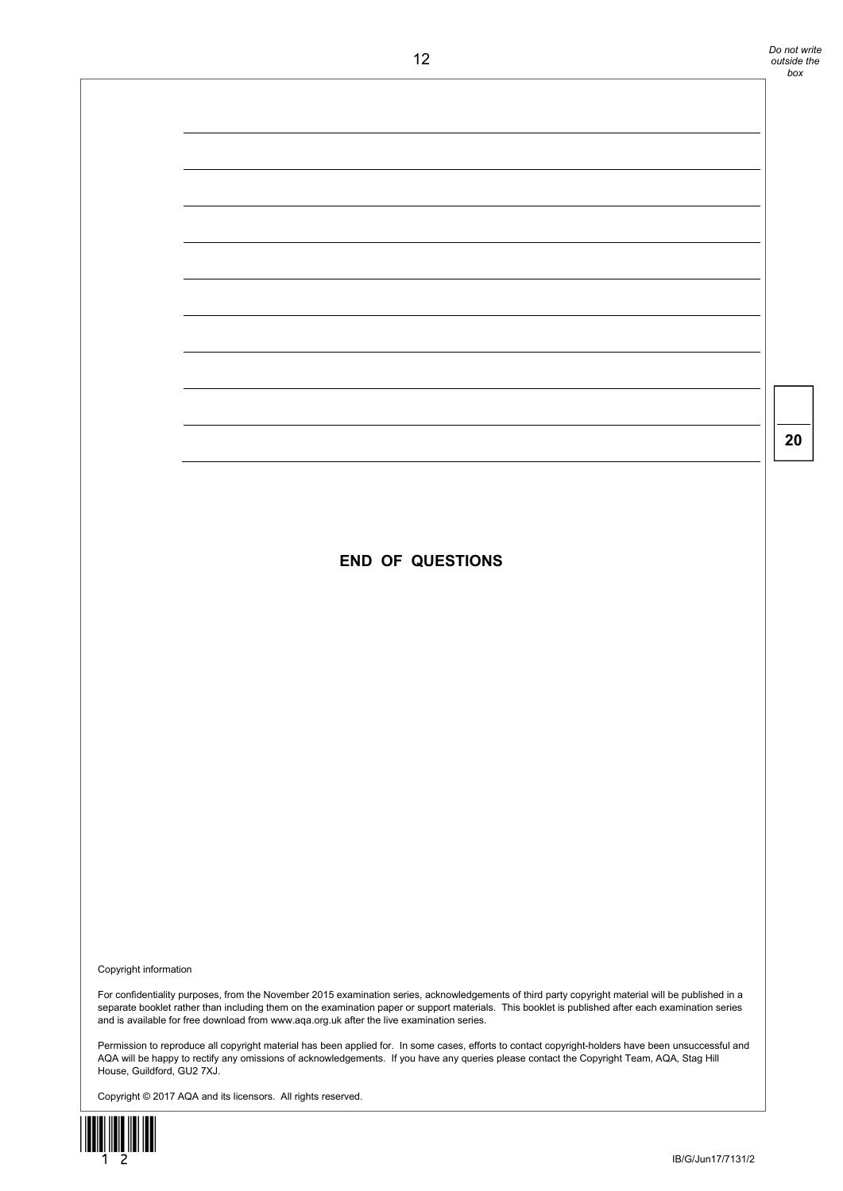20

**END OF QUESTIONS**

Copyright information

For confidentiality purposes, from the November 2015 examination series, acknowledgements of third party copyright material will be published in a separate booklet rather than including them on the examination paper or support materials. This booklet is published after each examination series and is available for free download from www.aqa.org.uk after the live examination series.

Permission to reproduce all copyright material has been applied for. In some cases, efforts to contact copyright-holders have been unsuccessful and AQA will be happy to rectify any omissions of acknowledgements. If you have any queries please contact the Copyright Team, AQA, Stag Hill House, Guildford, GU2 7XJ.

Copyright © 2017 AQA and its licensors. All rights reserved.